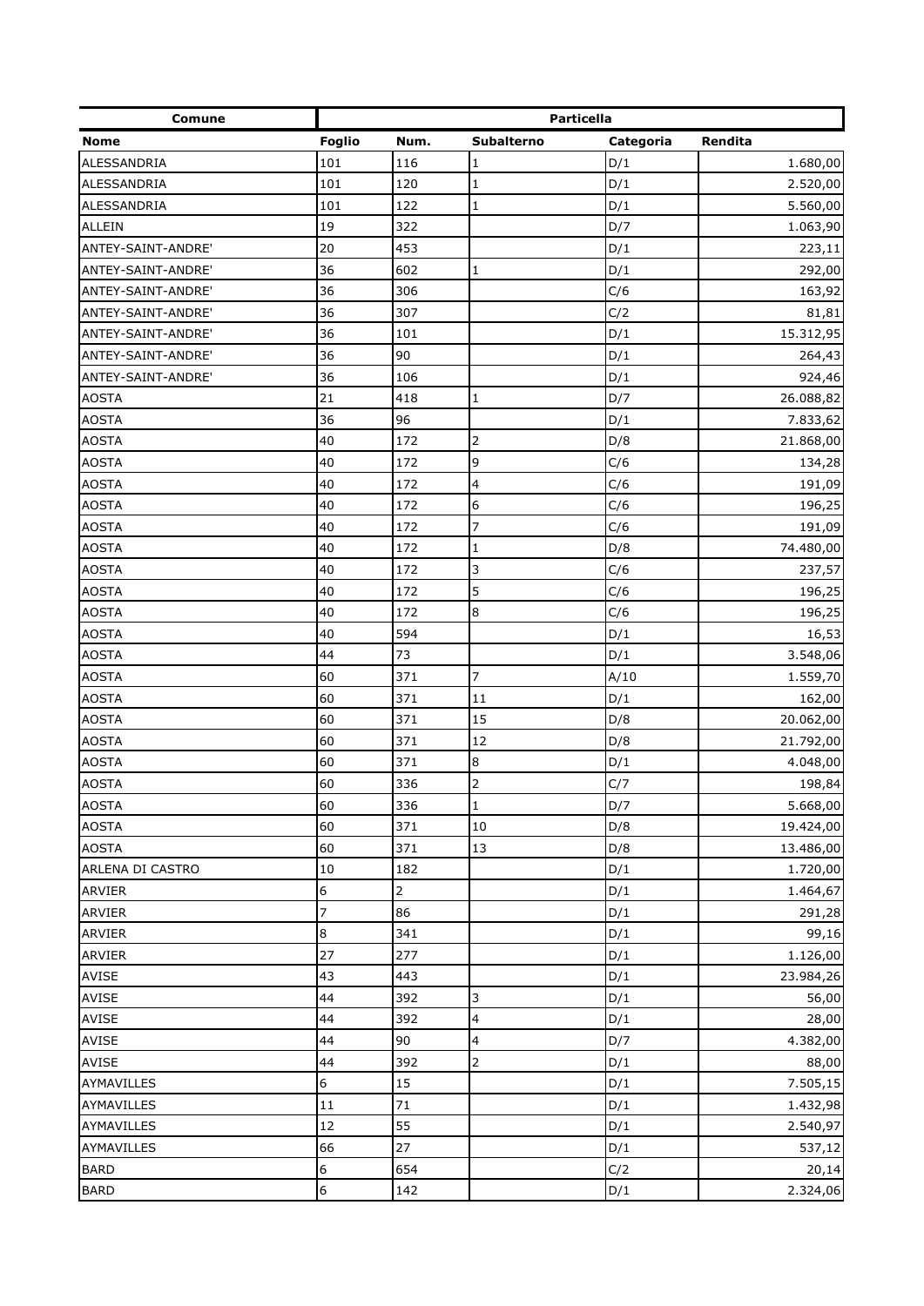| Comune | Particella | | | | |
|---|---|---|---|---|---|
| **Nome** | **Foglio** | **Num.** | **Subalterno** | **Categoria** | **Rendita** |
| ALESSANDRIA | 101 | 116 | 1 | D/1 | 1.680,00 |
| ALESSANDRIA | 101 | 120 | 1 | D/1 | 2.520,00 |
| ALESSANDRIA | 101 | 122 | 1 | D/1 | 5.560,00 |
| ALLEIN | 19 | 322 | | D/7 | 1.063,90 |
| ANTEY-SAINT-ANDRE' | 20 | 453 | | D/1 | 223,11 |
| ANTEY-SAINT-ANDRE' | 36 | 602 | 1 | D/1 | 292,00 |
| ANTEY-SAINT-ANDRE' | 36 | 306 | | C/6 | 163,92 |
| ANTEY-SAINT-ANDRE' | 36 | 307 | | C/2 | 81,81 |
| ANTEY-SAINT-ANDRE' | 36 | 101 | | D/1 | 15.312,95 |
| ANTEY-SAINT-ANDRE' | 36 | 90 | | D/1 | 264,43 |
| ANTEY-SAINT-ANDRE' | 36 | 106 | | D/1 | 924,46 |
| AOSTA | 21 | 418 | 1 | D/7 | 26.088,82 |
| AOSTA | 36 | 96 | | D/1 | 7.833,62 |
| AOSTA | 40 | 172 | 2 | D/8 | 21.868,00 |
| AOSTA | 40 | 172 | 9 | C/6 | 134,28 |
| AOSTA | 40 | 172 | 4 | C/6 | 191,09 |
| AOSTA | 40 | 172 | 6 | C/6 | 196,25 |
| AOSTA | 40 | 172 | 7 | C/6 | 191,09 |
| AOSTA | 40 | 172 | 1 | D/8 | 74.480,00 |
| AOSTA | 40 | 172 | 3 | C/6 | 237,57 |
| AOSTA | 40 | 172 | 5 | C/6 | 196,25 |
| AOSTA | 40 | 172 | 8 | C/6 | 196,25 |
| AOSTA | 40 | 594 | | D/1 | 16,53 |
| AOSTA | 44 | 73 | | D/1 | 3.548,06 |
| AOSTA | 60 | 371 | 7 | A/10 | 1.559,70 |
| AOSTA | 60 | 371 | 11 | D/1 | 162,00 |
| AOSTA | 60 | 371 | 15 | D/8 | 20.062,00 |
| AOSTA | 60 | 371 | 12 | D/8 | 21.792,00 |
| AOSTA | 60 | 371 | 8 | D/1 | 4.048,00 |
| AOSTA | 60 | 336 | 2 | C/7 | 198,84 |
| AOSTA | 60 | 336 | 1 | D/7 | 5.668,00 |
| AOSTA | 60 | 371 | 10 | D/8 | 19.424,00 |
| AOSTA | 60 | 371 | 13 | D/8 | 13.486,00 |
| ARLENA DI CASTRO | 10 | 182 | | D/1 | 1.720,00 |
| ARVIER | 6 | 2 | | D/1 | 1.464,67 |
| ARVIER | 7 | 86 | | D/1 | 291,28 |
| ARVIER | 8 | 341 | | D/1 | 99,16 |
| ARVIER | 27 | 277 | | D/1 | 1.126,00 |
| AVISE | 43 | 443 | | D/1 | 23.984,26 |
| AVISE | 44 | 392 | 3 | D/1 | 56,00 |
| AVISE | 44 | 392 | 4 | D/1 | 28,00 |
| AVISE | 44 | 90 | 4 | D/7 | 4.382,00 |
| AVISE | 44 | 392 | 2 | D/1 | 88,00 |
| AYMAVILLES | 6 | 15 | | D/1 | 7.505,15 |
| AYMAVILLES | 11 | 71 | | D/1 | 1.432,98 |
| AYMAVILLES | 12 | 55 | | D/1 | 2.540,97 |
| AYMAVILLES | 66 | 27 | | D/1 | 537,12 |
| BARD | 6 | 654 | | C/2 | 20,14 |
| BARD | 6 | 142 | | D/1 | 2.324,06 |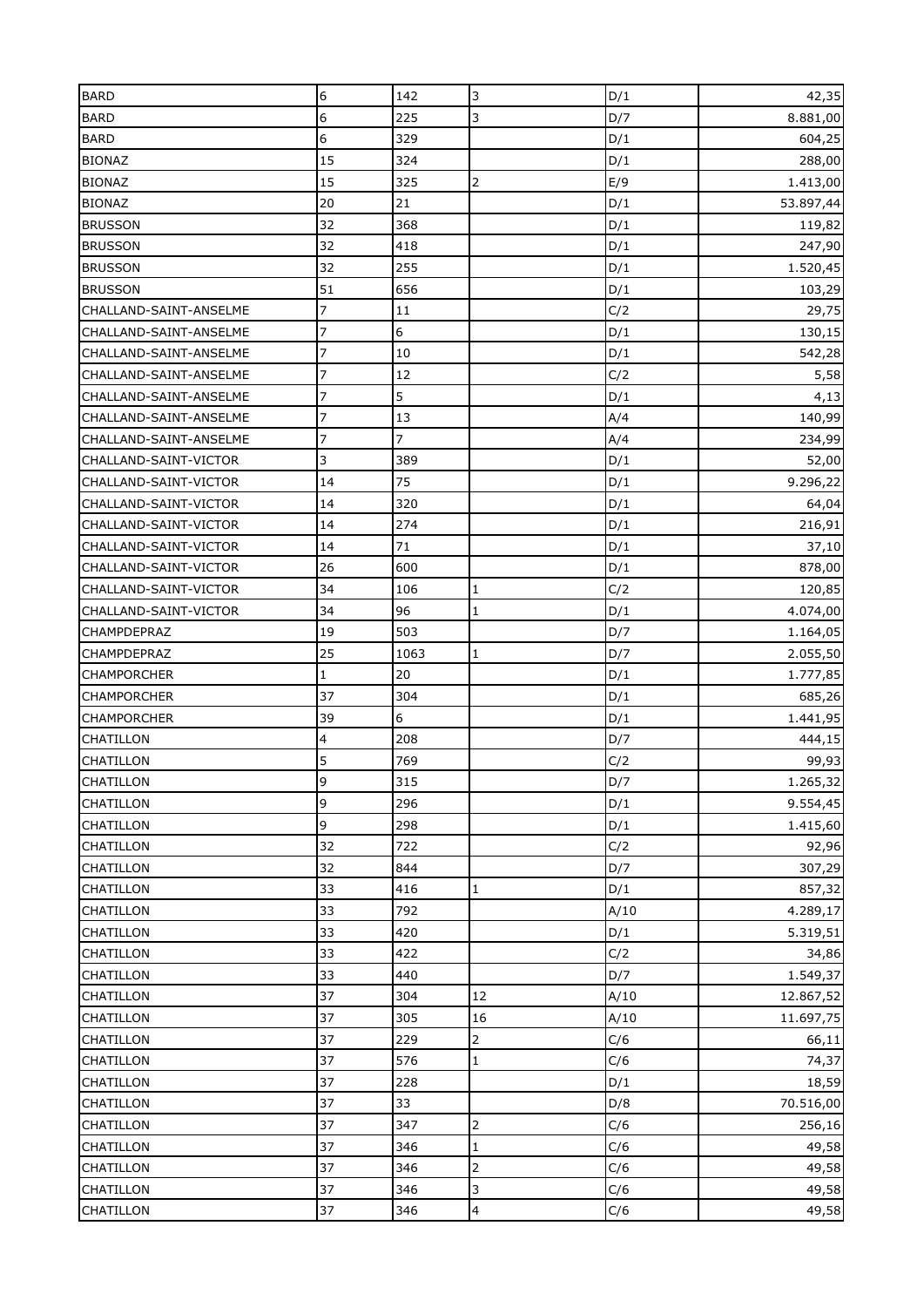| | | | | | |
|---|---|---|---|---|---|
| BARD | 6 | 142 | 3 | D/1 | 42,35 |
| BARD | 6 | 225 | 3 | D/7 | 8.881,00 |
| BARD | 6 | 329 | | D/1 | 604,25 |
| BIONAZ | 15 | 324 | | D/1 | 288,00 |
| BIONAZ | 15 | 325 | 2 | E/9 | 1.413,00 |
| BIONAZ | 20 | 21 | | D/1 | 53.897,44 |
| BRUSSON | 32 | 368 | | D/1 | 119,82 |
| BRUSSON | 32 | 418 | | D/1 | 247,90 |
| BRUSSON | 32 | 255 | | D/1 | 1.520,45 |
| BRUSSON | 51 | 656 | | D/1 | 103,29 |
| CHALLAND-SAINT-ANSELME | 7 | 11 | | C/2 | 29,75 |
| CHALLAND-SAINT-ANSELME | 7 | 6 | | D/1 | 130,15 |
| CHALLAND-SAINT-ANSELME | 7 | 10 | | D/1 | 542,28 |
| CHALLAND-SAINT-ANSELME | 7 | 12 | | C/2 | 5,58 |
| CHALLAND-SAINT-ANSELME | 7 | 5 | | D/1 | 4,13 |
| CHALLAND-SAINT-ANSELME | 7 | 13 | | A/4 | 140,99 |
| CHALLAND-SAINT-ANSELME | 7 | 7 | | A/4 | 234,99 |
| CHALLAND-SAINT-VICTOR | 3 | 389 | | D/1 | 52,00 |
| CHALLAND-SAINT-VICTOR | 14 | 75 | | D/1 | 9.296,22 |
| CHALLAND-SAINT-VICTOR | 14 | 320 | | D/1 | 64,04 |
| CHALLAND-SAINT-VICTOR | 14 | 274 | | D/1 | 216,91 |
| CHALLAND-SAINT-VICTOR | 14 | 71 | | D/1 | 37,10 |
| CHALLAND-SAINT-VICTOR | 26 | 600 | | D/1 | 878,00 |
| CHALLAND-SAINT-VICTOR | 34 | 106 | 1 | C/2 | 120,85 |
| CHALLAND-SAINT-VICTOR | 34 | 96 | 1 | D/1 | 4.074,00 |
| CHAMPDEPRAZ | 19 | 503 | | D/7 | 1.164,05 |
| CHAMPDEPRAZ | 25 | 1063 | 1 | D/7 | 2.055,50 |
| CHAMPORCHER | 1 | 20 | | D/1 | 1.777,85 |
| CHAMPORCHER | 37 | 304 | | D/1 | 685,26 |
| CHAMPORCHER | 39 | 6 | | D/1 | 1.441,95 |
| CHATILLON | 4 | 208 | | D/7 | 444,15 |
| CHATILLON | 5 | 769 | | C/2 | 99,93 |
| CHATILLON | 9 | 315 | | D/7 | 1.265,32 |
| CHATILLON | 9 | 296 | | D/1 | 9.554,45 |
| CHATILLON | 9 | 298 | | D/1 | 1.415,60 |
| CHATILLON | 32 | 722 | | C/2 | 92,96 |
| CHATILLON | 32 | 844 | | D/7 | 307,29 |
| CHATILLON | 33 | 416 | 1 | D/1 | 857,32 |
| CHATILLON | 33 | 792 | | A/10 | 4.289,17 |
| CHATILLON | 33 | 420 | | D/1 | 5.319,51 |
| CHATILLON | 33 | 422 | | C/2 | 34,86 |
| CHATILLON | 33 | 440 | | D/7 | 1.549,37 |
| CHATILLON | 37 | 304 | 12 | A/10 | 12.867,52 |
| CHATILLON | 37 | 305 | 16 | A/10 | 11.697,75 |
| CHATILLON | 37 | 229 | 2 | C/6 | 66,11 |
| CHATILLON | 37 | 576 | 1 | C/6 | 74,37 |
| CHATILLON | 37 | 228 | | D/1 | 18,59 |
| CHATILLON | 37 | 33 | | D/8 | 70.516,00 |
| CHATILLON | 37 | 347 | 2 | C/6 | 256,16 |
| CHATILLON | 37 | 346 | 1 | C/6 | 49,58 |
| CHATILLON | 37 | 346 | 2 | C/6 | 49,58 |
| CHATILLON | 37 | 346 | 3 | C/6 | 49,58 |
| CHATILLON | 37 | 346 | 4 | C/6 | 49,58 |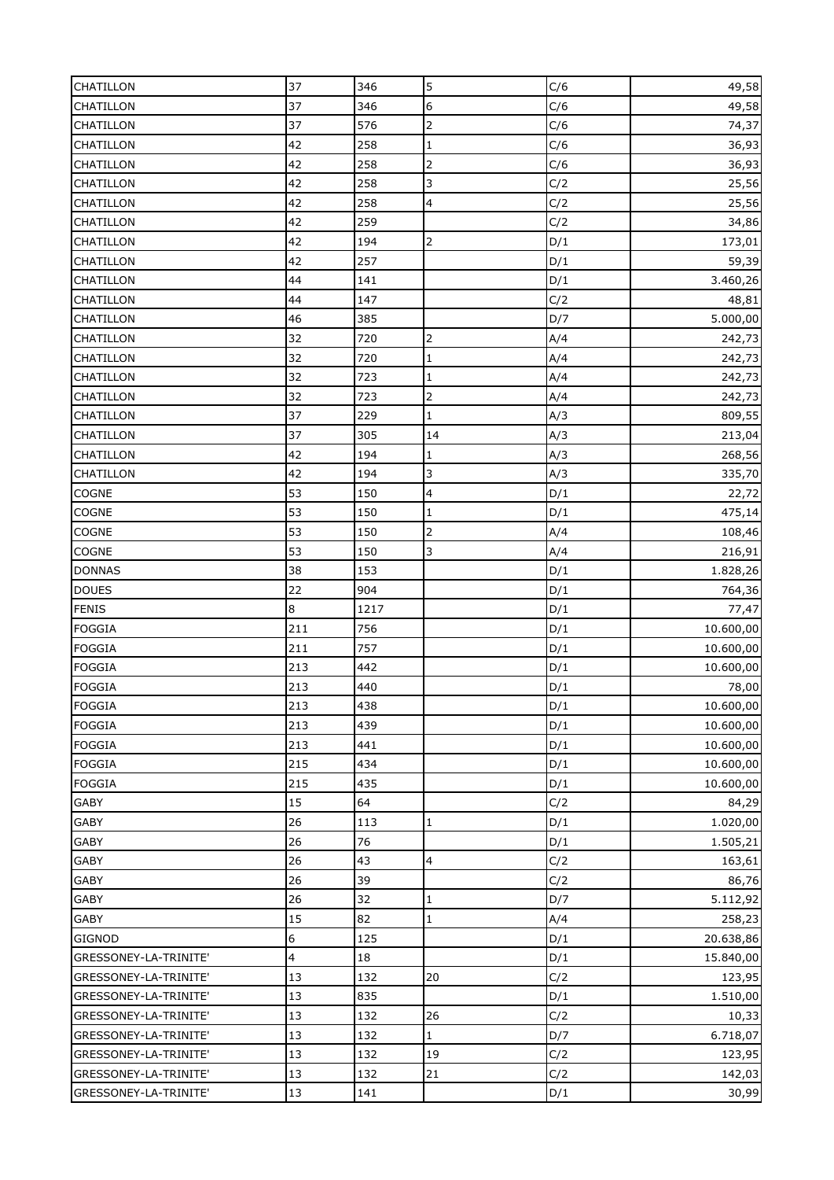| CHATILLON | 37 | 346 | 5 | C/6 | 49,58 |
|---|---|---|---|---|---|
| CHATILLON | 37 | 346 | 6 | C/6 | 49,58 |
| CHATILLON | 37 | 576 | 2 | C/6 | 74,37 |
| CHATILLON | 42 | 258 | 1 | C/6 | 36,93 |
| CHATILLON | 42 | 258 | 2 | C/6 | 36,93 |
| CHATILLON | 42 | 258 | 3 | C/2 | 25,56 |
| CHATILLON | 42 | 258 | 4 | C/2 | 25,56 |
| CHATILLON | 42 | 259 | | C/2 | 34,86 |
| CHATILLON | 42 | 194 | 2 | D/1 | 173,01 |
| CHATILLON | 42 | 257 | | D/1 | 59,39 |
| CHATILLON | 44 | 141 | | D/1 | 3.460,26 |
| CHATILLON | 44 | 147 | | C/2 | 48,81 |
| CHATILLON | 46 | 385 | | D/7 | 5.000,00 |
| CHATILLON | 32 | 720 | 2 | A/4 | 242,73 |
| CHATILLON | 32 | 720 | 1 | A/4 | 242,73 |
| CHATILLON | 32 | 723 | 1 | A/4 | 242,73 |
| CHATILLON | 32 | 723 | 2 | A/4 | 242,73 |
| CHATILLON | 37 | 229 | 1 | A/3 | 809,55 |
| CHATILLON | 37 | 305 | 14 | A/3 | 213,04 |
| CHATILLON | 42 | 194 | 1 | A/3 | 268,56 |
| CHATILLON | 42 | 194 | 3 | A/3 | 335,70 |
| COGNE | 53 | 150 | 4 | D/1 | 22,72 |
| COGNE | 53 | 150 | 1 | D/1 | 475,14 |
| COGNE | 53 | 150 | 2 | A/4 | 108,46 |
| COGNE | 53 | 150 | 3 | A/4 | 216,91 |
| DONNAS | 38 | 153 | | D/1 | 1.828,26 |
| DOUES | 22 | 904 | | D/1 | 764,36 |
| FENIS | 8 | 1217 | | D/1 | 77,47 |
| FOGGIA | 211 | 756 | | D/1 | 10.600,00 |
| FOGGIA | 211 | 757 | | D/1 | 10.600,00 |
| FOGGIA | 213 | 442 | | D/1 | 10.600,00 |
| FOGGIA | 213 | 440 | | D/1 | 78,00 |
| FOGGIA | 213 | 438 | | D/1 | 10.600,00 |
| FOGGIA | 213 | 439 | | D/1 | 10.600,00 |
| FOGGIA | 213 | 441 | | D/1 | 10.600,00 |
| FOGGIA | 215 | 434 | | D/1 | 10.600,00 |
| FOGGIA | 215 | 435 | | D/1 | 10.600,00 |
| GABY | 15 | 64 | | C/2 | 84,29 |
| GABY | 26 | 113 | 1 | D/1 | 1.020,00 |
| GABY | 26 | 76 | | D/1 | 1.505,21 |
| GABY | 26 | 43 | 4 | C/2 | 163,61 |
| GABY | 26 | 39 | | C/2 | 86,76 |
| GABY | 26 | 32 | 1 | D/7 | 5.112,92 |
| GABY | 15 | 82 | 1 | A/4 | 258,23 |
| GIGNOD | 6 | 125 | | D/1 | 20.638,86 |
| GRESSONEY-LA-TRINITE' | 4 | 18 | | D/1 | 15.840,00 |
| GRESSONEY-LA-TRINITE' | 13 | 132 | 20 | C/2 | 123,95 |
| GRESSONEY-LA-TRINITE' | 13 | 835 | | D/1 | 1.510,00 |
| GRESSONEY-LA-TRINITE' | 13 | 132 | 26 | C/2 | 10,33 |
| GRESSONEY-LA-TRINITE' | 13 | 132 | 1 | D/7 | 6.718,07 |
| GRESSONEY-LA-TRINITE' | 13 | 132 | 19 | C/2 | 123,95 |
| GRESSONEY-LA-TRINITE' | 13 | 132 | 21 | C/2 | 142,03 |
| GRESSONEY-LA-TRINITE' | 13 | 141 | | D/1 | 30,99 |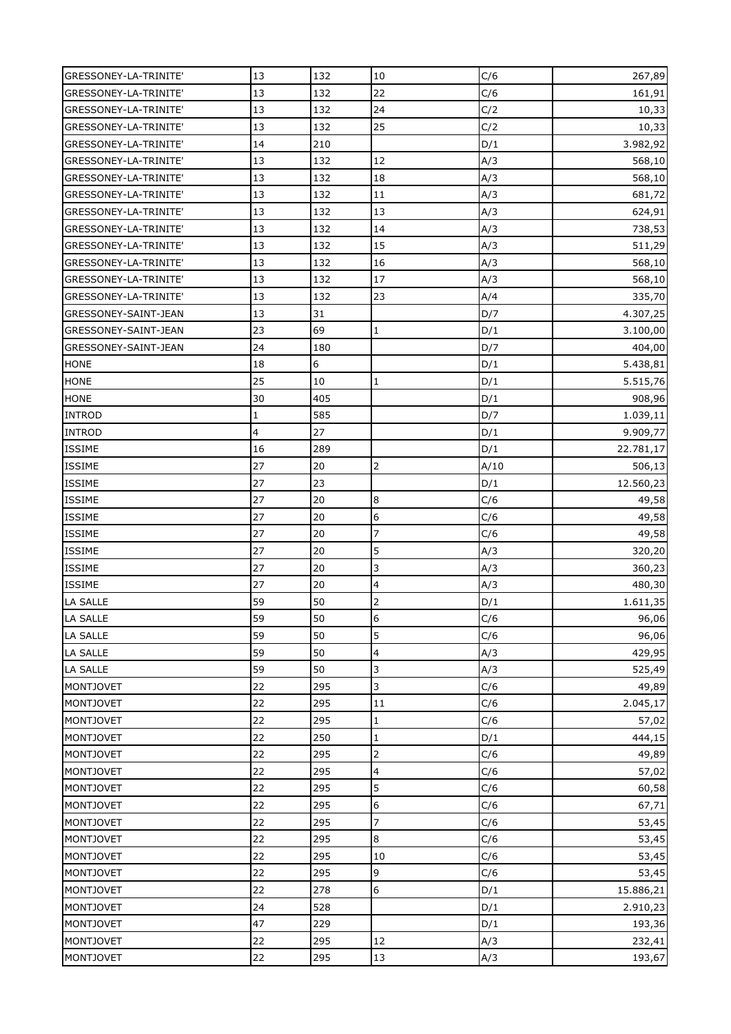| | | | | | |
|---|---|---|---|---|---|
| GRESSONEY-LA-TRINITE' | 13 | 132 | 10 | C/6 | 267,89 |
| GRESSONEY-LA-TRINITE' | 13 | 132 | 22 | C/6 | 161,91 |
| GRESSONEY-LA-TRINITE' | 13 | 132 | 24 | C/2 | 10,33 |
| GRESSONEY-LA-TRINITE' | 13 | 132 | 25 | C/2 | 10,33 |
| GRESSONEY-LA-TRINITE' | 14 | 210 | | D/1 | 3.982,92 |
| GRESSONEY-LA-TRINITE' | 13 | 132 | 12 | A/3 | 568,10 |
| GRESSONEY-LA-TRINITE' | 13 | 132 | 18 | A/3 | 568,10 |
| GRESSONEY-LA-TRINITE' | 13 | 132 | 11 | A/3 | 681,72 |
| GRESSONEY-LA-TRINITE' | 13 | 132 | 13 | A/3 | 624,91 |
| GRESSONEY-LA-TRINITE' | 13 | 132 | 14 | A/3 | 738,53 |
| GRESSONEY-LA-TRINITE' | 13 | 132 | 15 | A/3 | 511,29 |
| GRESSONEY-LA-TRINITE' | 13 | 132 | 16 | A/3 | 568,10 |
| GRESSONEY-LA-TRINITE' | 13 | 132 | 17 | A/3 | 568,10 |
| GRESSONEY-LA-TRINITE' | 13 | 132 | 23 | A/4 | 335,70 |
| GRESSONEY-SAINT-JEAN | 13 | 31 | | D/7 | 4.307,25 |
| GRESSONEY-SAINT-JEAN | 23 | 69 | 1 | D/1 | 3.100,00 |
| GRESSONEY-SAINT-JEAN | 24 | 180 | | D/7 | 404,00 |
| HONE | 18 | 6 | | D/1 | 5.438,81 |
| HONE | 25 | 10 | 1 | D/1 | 5.515,76 |
| HONE | 30 | 405 | | D/1 | 908,96 |
| INTROD | 1 | 585 | | D/7 | 1.039,11 |
| INTROD | 4 | 27 | | D/1 | 9.909,77 |
| ISSIME | 16 | 289 | | D/1 | 22.781,17 |
| ISSIME | 27 | 20 | 2 | A/10 | 506,13 |
| ISSIME | 27 | 23 | | D/1 | 12.560,23 |
| ISSIME | 27 | 20 | 8 | C/6 | 49,58 |
| ISSIME | 27 | 20 | 6 | C/6 | 49,58 |
| ISSIME | 27 | 20 | 7 | C/6 | 49,58 |
| ISSIME | 27 | 20 | 5 | A/3 | 320,20 |
| ISSIME | 27 | 20 | 3 | A/3 | 360,23 |
| ISSIME | 27 | 20 | 4 | A/3 | 480,30 |
| LA SALLE | 59 | 50 | 2 | D/1 | 1.611,35 |
| LA SALLE | 59 | 50 | 6 | C/6 | 96,06 |
| LA SALLE | 59 | 50 | 5 | C/6 | 96,06 |
| LA SALLE | 59 | 50 | 4 | A/3 | 429,95 |
| LA SALLE | 59 | 50 | 3 | A/3 | 525,49 |
| MONTJOVET | 22 | 295 | 3 | C/6 | 49,89 |
| MONTJOVET | 22 | 295 | 11 | C/6 | 2.045,17 |
| MONTJOVET | 22 | 295 | 1 | C/6 | 57,02 |
| MONTJOVET | 22 | 250 | 1 | D/1 | 444,15 |
| MONTJOVET | 22 | 295 | 2 | C/6 | 49,89 |
| MONTJOVET | 22 | 295 | 4 | C/6 | 57,02 |
| MONTJOVET | 22 | 295 | 5 | C/6 | 60,58 |
| MONTJOVET | 22 | 295 | 6 | C/6 | 67,71 |
| MONTJOVET | 22 | 295 | 7 | C/6 | 53,45 |
| MONTJOVET | 22 | 295 | 8 | C/6 | 53,45 |
| MONTJOVET | 22 | 295 | 10 | C/6 | 53,45 |
| MONTJOVET | 22 | 295 | 9 | C/6 | 53,45 |
| MONTJOVET | 22 | 278 | 6 | D/1 | 15.886,21 |
| MONTJOVET | 24 | 528 | | D/1 | 2.910,23 |
| MONTJOVET | 47 | 229 | | D/1 | 193,36 |
| MONTJOVET | 22 | 295 | 12 | A/3 | 232,41 |
| MONTJOVET | 22 | 295 | 13 | A/3 | 193,67 |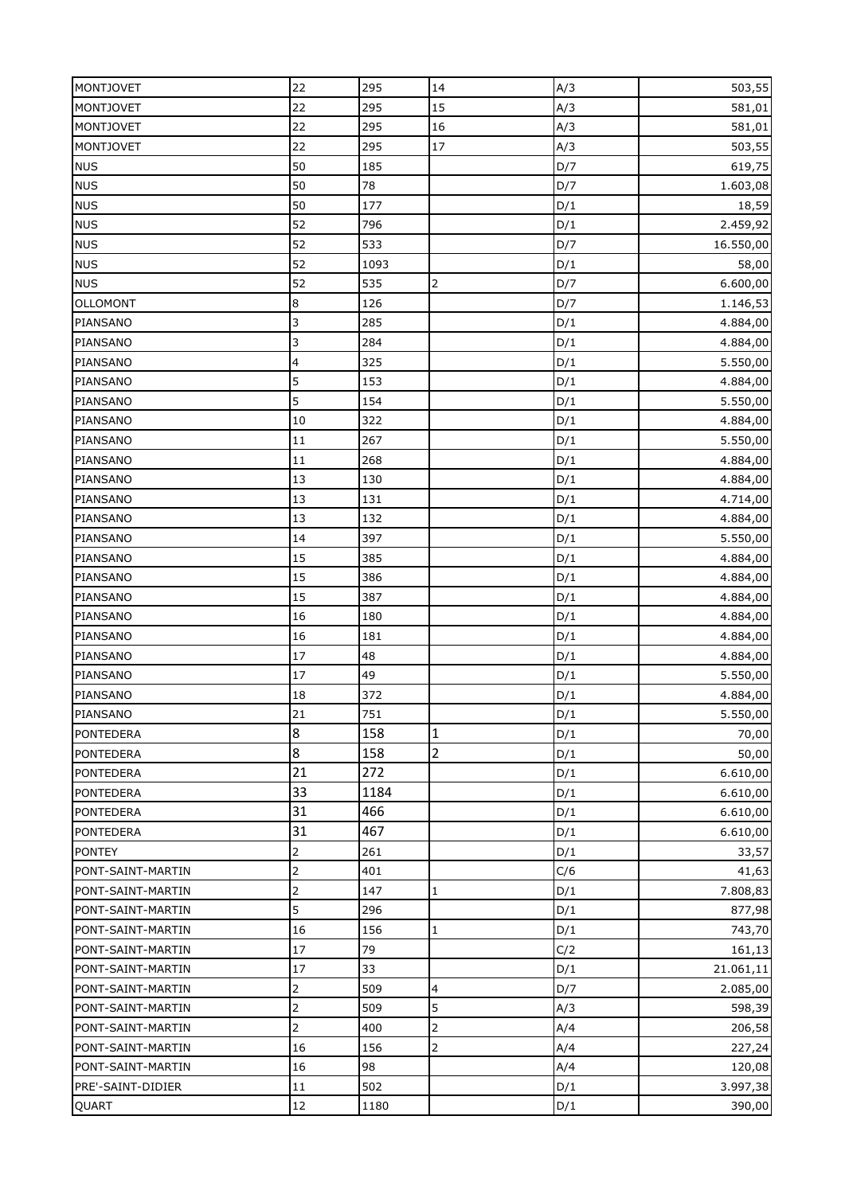| MONTJOVET | 22 | 295 | 14 | A/3 | 503,55 |
|---|---|---|---|---|---|
| MONTJOVET | 22 | 295 | 15 | A/3 | 581,01 |
| MONTJOVET | 22 | 295 | 16 | A/3 | 581,01 |
| MONTJOVET | 22 | 295 | 17 | A/3 | 503,55 |
| NUS | 50 | 185 | | D/7 | 619,75 |
| NUS | 50 | 78 | | D/7 | 1.603,08 |
| NUS | 50 | 177 | | D/1 | 18,59 |
| NUS | 52 | 796 | | D/1 | 2.459,92 |
| NUS | 52 | 533 | | D/7 | 16.550,00 |
| NUS | 52 | 1093 | | D/1 | 58,00 |
| NUS | 52 | 535 | 2 | D/7 | 6.600,00 |
| OLLOMONT | 8 | 126 | | D/7 | 1.146,53 |
| PIANSANO | 3 | 285 | | D/1 | 4.884,00 |
| PIANSANO | 3 | 284 | | D/1 | 4.884,00 |
| PIANSANO | 4 | 325 | | D/1 | 5.550,00 |
| PIANSANO | 5 | 153 | | D/1 | 4.884,00 |
| PIANSANO | 5 | 154 | | D/1 | 5.550,00 |
| PIANSANO | 10 | 322 | | D/1 | 4.884,00 |
| PIANSANO | 11 | 267 | | D/1 | 5.550,00 |
| PIANSANO | 11 | 268 | | D/1 | 4.884,00 |
| PIANSANO | 13 | 130 | | D/1 | 4.884,00 |
| PIANSANO | 13 | 131 | | D/1 | 4.714,00 |
| PIANSANO | 13 | 132 | | D/1 | 4.884,00 |
| PIANSANO | 14 | 397 | | D/1 | 5.550,00 |
| PIANSANO | 15 | 385 | | D/1 | 4.884,00 |
| PIANSANO | 15 | 386 | | D/1 | 4.884,00 |
| PIANSANO | 15 | 387 | | D/1 | 4.884,00 |
| PIANSANO | 16 | 180 | | D/1 | 4.884,00 |
| PIANSANO | 16 | 181 | | D/1 | 4.884,00 |
| PIANSANO | 17 | 48 | | D/1 | 4.884,00 |
| PIANSANO | 17 | 49 | | D/1 | 5.550,00 |
| PIANSANO | 18 | 372 | | D/1 | 4.884,00 |
| PIANSANO | 21 | 751 | | D/1 | 5.550,00 |
| PONTEDERA | 8 | 158 | 1 | D/1 | 70,00 |
| PONTEDERA | 8 | 158 | 2 | D/1 | 50,00 |
| PONTEDERA | 21 | 272 | | D/1 | 6.610,00 |
| PONTEDERA | 33 | 1184 | | D/1 | 6.610,00 |
| PONTEDERA | 31 | 466 | | D/1 | 6.610,00 |
| PONTEDERA | 31 | 467 | | D/1 | 6.610,00 |
| PONTEY | 2 | 261 | | D/1 | 33,57 |
| PONT-SAINT-MARTIN | 2 | 401 | | C/6 | 41,63 |
| PONT-SAINT-MARTIN | 2 | 147 | 1 | D/1 | 7.808,83 |
| PONT-SAINT-MARTIN | 5 | 296 | | D/1 | 877,98 |
| PONT-SAINT-MARTIN | 16 | 156 | 1 | D/1 | 743,70 |
| PONT-SAINT-MARTIN | 17 | 79 | | C/2 | 161,13 |
| PONT-SAINT-MARTIN | 17 | 33 | | D/1 | 21.061,11 |
| PONT-SAINT-MARTIN | 2 | 509 | 4 | D/7 | 2.085,00 |
| PONT-SAINT-MARTIN | 2 | 509 | 5 | A/3 | 598,39 |
| PONT-SAINT-MARTIN | 2 | 400 | 2 | A/4 | 206,58 |
| PONT-SAINT-MARTIN | 16 | 156 | 2 | A/4 | 227,24 |
| PONT-SAINT-MARTIN | 16 | 98 | | A/4 | 120,08 |
| PRE'-SAINT-DIDIER | 11 | 502 | | D/1 | 3.997,38 |
| QUART | 12 | 1180 | | D/1 | 390,00 |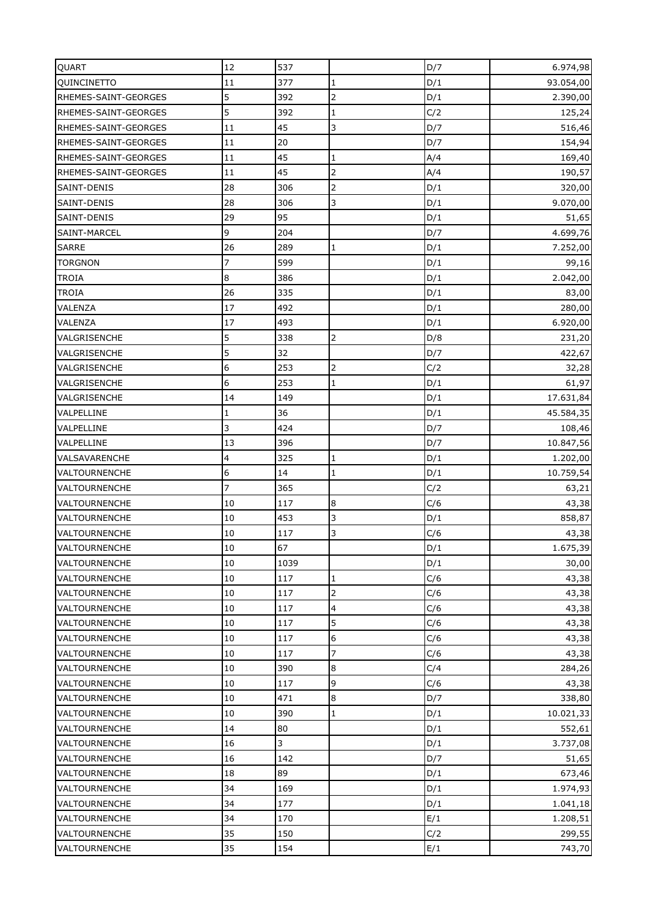| QUART | 12 | 537 | | D/7 | 6.974,98 |
|---|---|---|---|---|---|
| QUINCINETTO | 11 | 377 | 1 | D/1 | 93.054,00 |
| RHEMES-SAINT-GEORGES | 5 | 392 | 2 | D/1 | 2.390,00 |
| RHEMES-SAINT-GEORGES | 5 | 392 | 1 | C/2 | 125,24 |
| RHEMES-SAINT-GEORGES | 11 | 45 | 3 | D/7 | 516,46 |
| RHEMES-SAINT-GEORGES | 11 | 20 | | D/7 | 154,94 |
| RHEMES-SAINT-GEORGES | 11 | 45 | 1 | A/4 | 169,40 |
| RHEMES-SAINT-GEORGES | 11 | 45 | 2 | A/4 | 190,57 |
| SAINT-DENIS | 28 | 306 | 2 | D/1 | 320,00 |
| SAINT-DENIS | 28 | 306 | 3 | D/1 | 9.070,00 |
| SAINT-DENIS | 29 | 95 | | D/1 | 51,65 |
| SAINT-MARCEL | 9 | 204 | | D/7 | 4.699,76 |
| SARRE | 26 | 289 | 1 | D/1 | 7.252,00 |
| TORGNON | 7 | 599 | | D/1 | 99,16 |
| TROIA | 8 | 386 | | D/1 | 2.042,00 |
| TROIA | 26 | 335 | | D/1 | 83,00 |
| VALENZA | 17 | 492 | | D/1 | 280,00 |
| VALENZA | 17 | 493 | | D/1 | 6.920,00 |
| VALGRISENCHE | 5 | 338 | 2 | D/8 | 231,20 |
| VALGRISENCHE | 5 | 32 | | D/7 | 422,67 |
| VALGRISENCHE | 6 | 253 | 2 | C/2 | 32,28 |
| VALGRISENCHE | 6 | 253 | 1 | D/1 | 61,97 |
| VALGRISENCHE | 14 | 149 | | D/1 | 17.631,84 |
| VALPELLINE | 1 | 36 | | D/1 | 45.584,35 |
| VALPELLINE | 3 | 424 | | D/7 | 108,46 |
| VALPELLINE | 13 | 396 | | D/7 | 10.847,56 |
| VALSAVARENCHE | 4 | 325 | 1 | D/1 | 1.202,00 |
| VALTOURNENCHE | 6 | 14 | 1 | D/1 | 10.759,54 |
| VALTOURNENCHE | 7 | 365 | | C/2 | 63,21 |
| VALTOURNENCHE | 10 | 117 | 8 | C/6 | 43,38 |
| VALTOURNENCHE | 10 | 453 | 3 | D/1 | 858,87 |
| VALTOURNENCHE | 10 | 117 | 3 | C/6 | 43,38 |
| VALTOURNENCHE | 10 | 67 | | D/1 | 1.675,39 |
| VALTOURNENCHE | 10 | 1039 | | D/1 | 30,00 |
| VALTOURNENCHE | 10 | 117 | 1 | C/6 | 43,38 |
| VALTOURNENCHE | 10 | 117 | 2 | C/6 | 43,38 |
| VALTOURNENCHE | 10 | 117 | 4 | C/6 | 43,38 |
| VALTOURNENCHE | 10 | 117 | 5 | C/6 | 43,38 |
| VALTOURNENCHE | 10 | 117 | 6 | C/6 | 43,38 |
| VALTOURNENCHE | 10 | 117 | 7 | C/6 | 43,38 |
| VALTOURNENCHE | 10 | 390 | 8 | C/4 | 284,26 |
| VALTOURNENCHE | 10 | 117 | 9 | C/6 | 43,38 |
| VALTOURNENCHE | 10 | 471 | 8 | D/7 | 338,80 |
| VALTOURNENCHE | 10 | 390 | 1 | D/1 | 10.021,33 |
| VALTOURNENCHE | 14 | 80 | | D/1 | 552,61 |
| VALTOURNENCHE | 16 | 3 | | D/1 | 3.737,08 |
| VALTOURNENCHE | 16 | 142 | | D/7 | 51,65 |
| VALTOURNENCHE | 18 | 89 | | D/1 | 673,46 |
| VALTOURNENCHE | 34 | 169 | | D/1 | 1.974,93 |
| VALTOURNENCHE | 34 | 177 | | D/1 | 1.041,18 |
| VALTOURNENCHE | 34 | 170 | | E/1 | 1.208,51 |
| VALTOURNENCHE | 35 | 150 | | C/2 | 299,55 |
| VALTOURNENCHE | 35 | 154 | | E/1 | 743,70 |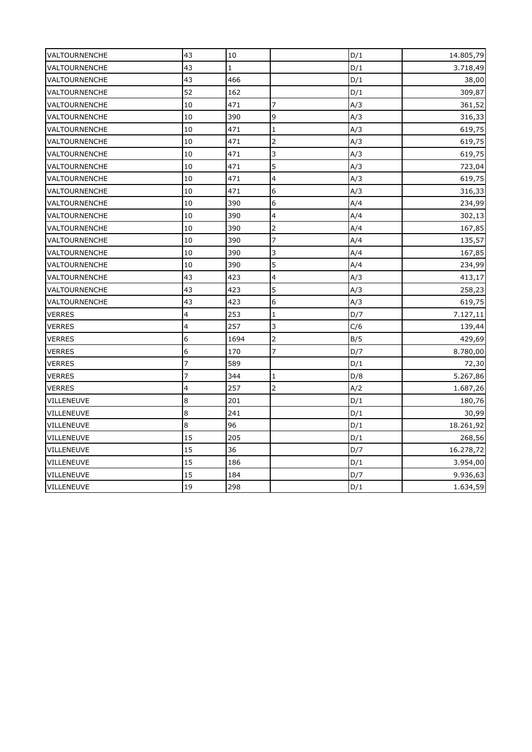| | | | | | |
|---|---|---|---|---|---|
| VALTOURNENCHE | 43 | 10 | | D/1 | 14.805,79 |
| VALTOURNENCHE | 43 | 1 | | D/1 | 3.718,49 |
| VALTOURNENCHE | 43 | 466 | | D/1 | 38,00 |
| VALTOURNENCHE | 52 | 162 | | D/1 | 309,87 |
| VALTOURNENCHE | 10 | 471 | 7 | A/3 | 361,52 |
| VALTOURNENCHE | 10 | 390 | 9 | A/3 | 316,33 |
| VALTOURNENCHE | 10 | 471 | 1 | A/3 | 619,75 |
| VALTOURNENCHE | 10 | 471 | 2 | A/3 | 619,75 |
| VALTOURNENCHE | 10 | 471 | 3 | A/3 | 619,75 |
| VALTOURNENCHE | 10 | 471 | 5 | A/3 | 723,04 |
| VALTOURNENCHE | 10 | 471 | 4 | A/3 | 619,75 |
| VALTOURNENCHE | 10 | 471 | 6 | A/3 | 316,33 |
| VALTOURNENCHE | 10 | 390 | 6 | A/4 | 234,99 |
| VALTOURNENCHE | 10 | 390 | 4 | A/4 | 302,13 |
| VALTOURNENCHE | 10 | 390 | 2 | A/4 | 167,85 |
| VALTOURNENCHE | 10 | 390 | 7 | A/4 | 135,57 |
| VALTOURNENCHE | 10 | 390 | 3 | A/4 | 167,85 |
| VALTOURNENCHE | 10 | 390 | 5 | A/4 | 234,99 |
| VALTOURNENCHE | 43 | 423 | 4 | A/3 | 413,17 |
| VALTOURNENCHE | 43 | 423 | 5 | A/3 | 258,23 |
| VALTOURNENCHE | 43 | 423 | 6 | A/3 | 619,75 |
| VERRES | 4 | 253 | 1 | D/7 | 7.127,11 |
| VERRES | 4 | 257 | 3 | C/6 | 139,44 |
| VERRES | 6 | 1694 | 2 | B/5 | 429,69 |
| VERRES | 6 | 170 | 7 | D/7 | 8.780,00 |
| VERRES | 7 | 589 | | D/1 | 72,30 |
| VERRES | 7 | 344 | 1 | D/8 | 5.267,86 |
| VERRES | 4 | 257 | 2 | A/2 | 1.687,26 |
| VILLENEUVE | 8 | 201 | | D/1 | 180,76 |
| VILLENEUVE | 8 | 241 | | D/1 | 30,99 |
| VILLENEUVE | 8 | 96 | | D/1 | 18.261,92 |
| VILLENEUVE | 15 | 205 | | D/1 | 268,56 |
| VILLENEUVE | 15 | 36 | | D/7 | 16.278,72 |
| VILLENEUVE | 15 | 186 | | D/1 | 3.954,00 |
| VILLENEUVE | 15 | 184 | | D/7 | 9.936,63 |
| VILLENEUVE | 19 | 298 | | D/1 | 1.634,59 |